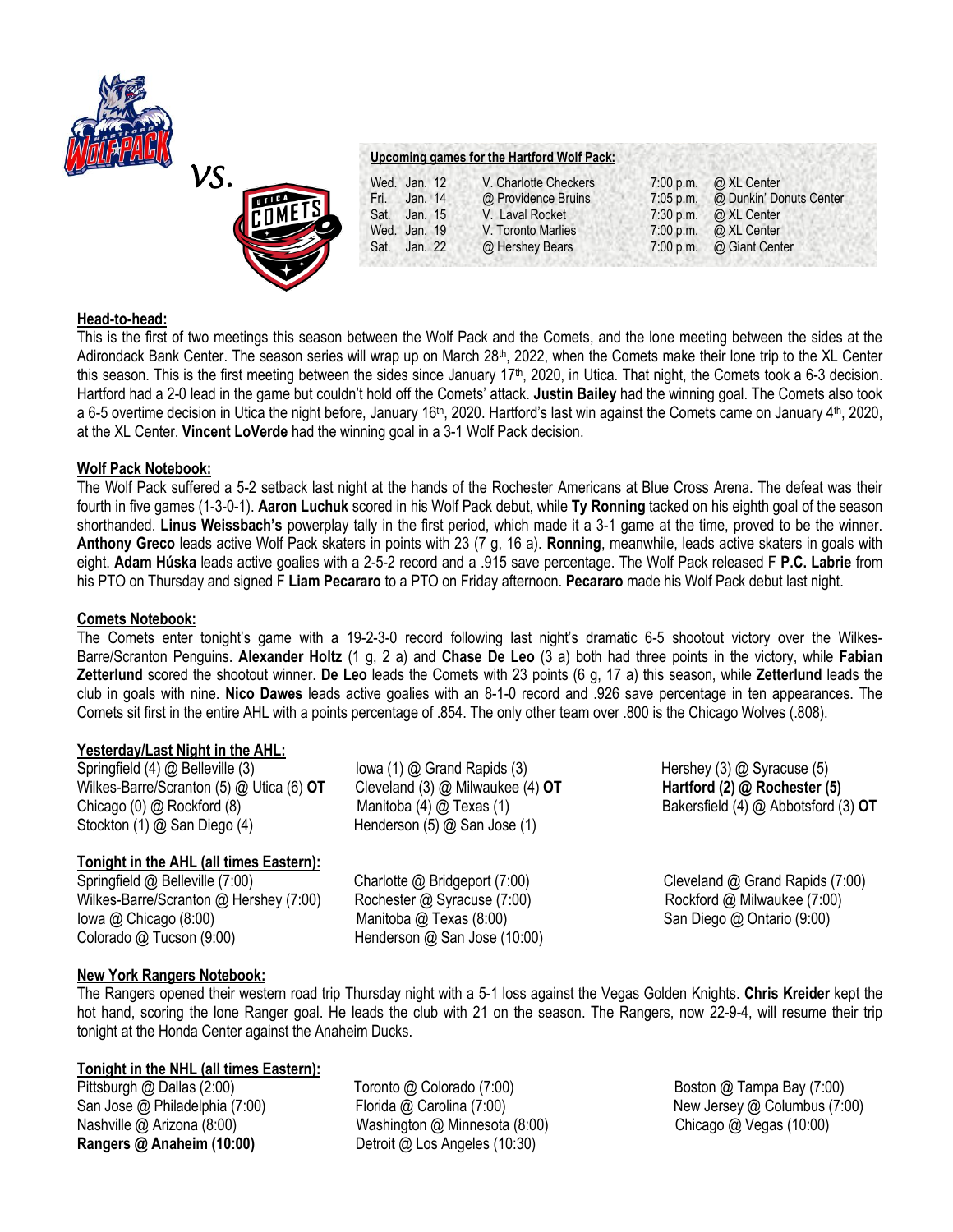vs.

**Upcoming games for the Hartford Wolf Pack:**

| | | | | |
|---|---|---|---|---|
| Wed. | Jan. 12 | V. Charlotte Checkers | 7:00 p.m. | @ XL Center |
| Fri. | Jan. 14 | @ Providence Bruins | 7:05 p.m. | @ Dunkin' Donuts Center |
| Sat. | Jan. 15 | V. Laval Rocket | 7:30 p.m. | @ XL Center |
| Wed. | Jan. 19 | V. Toronto Marlies | 7:00 p.m. | @ XL Center |
| Sat. | Jan. 22 | @ Hershey Bears | 7:00 p.m. | @ Giant Center |

## Head-to-head:

This is the first of two meetings this season between the Wolf Pack and the Comets, and the lone meeting between the sides at the Adirondack Bank Center. The season series will wrap up on March 28th, 2022, when the Comets make their lone trip to the XL Center this season. This is the first meeting between the sides since January 17th, 2020, in Utica. That night, the Comets took a 6-3 decision. Hartford had a 2-0 lead in the game but couldn't hold off the Comets' attack. **Justin Bailey** had the winning goal. The Comets also took a 6-5 overtime decision in Utica the night before, January 16th, 2020. Hartford's last win against the Comets came on January 4th, 2020, at the XL Center. **Vincent LoVerde** had the winning goal in a 3-1 Wolf Pack decision.

## Wolf Pack Notebook:

The Wolf Pack suffered a 5-2 setback last night at the hands of the Rochester Americans at Blue Cross Arena. The defeat was their fourth in five games (1-3-0-1). **Aaron Luchuk** scored in his Wolf Pack debut, while **Ty Ronning** tacked on his eighth goal of the season shorthanded. **Linus Weissbach's** powerplay tally in the first period, which made it a 3-1 game at the time, proved to be the winner. **Anthony Greco** leads active Wolf Pack skaters in points with 23 (7 g, 16 a). **Ronning**, meanwhile, leads active skaters in goals with eight. **Adam Húska** leads active goalies with a 2-5-2 record and a .915 save percentage. The Wolf Pack released F **P.C. Labrie** from his PTO on Thursday and signed F **Liam Pecararo** to a PTO on Friday afternoon. **Pecararo** made his Wolf Pack debut last night.

## Comets Notebook:

The Comets enter tonight's game with a 19-2-3-0 record following last night's dramatic 6-5 shootout victory over the Wilkes-Barre/Scranton Penguins. **Alexander Holtz** (1 g, 2 a) and **Chase De Leo** (3 a) both had three points in the victory, while **Fabian Zetterlund** scored the shootout winner. **De Leo** leads the Comets with 23 points (6 g, 17 a) this season, while **Zetterlund** leads the club in goals with nine. **Nico Dawes** leads active goalies with an 8-1-0 record and .926 save percentage in ten appearances. The Comets sit first in the entire AHL with a points percentage of .854. The only other team over .800 is the Chicago Wolves (.808).

## Yesterday/Last Night in the AHL:

Springfield (4) @ Belleville (3)
Wilkes-Barre/Scranton (5) @ Utica (6) **OT**
Chicago (0) @ Rockford (8)
Stockton (1) @ San Diego (4)
Iowa (1) @ Grand Rapids (3)
Cleveland (3) @ Milwaukee (4) **OT**
Manitoba (4) @ Texas (1)
Henderson (5) @ San Jose (1)
Hershey (3) @ Syracuse (5)
**Hartford (2) @ Rochester (5)**
Bakersfield (4) @ Abbotsford (3) **OT**

## Tonight in the AHL (all times Eastern):

Springfield @ Belleville (7:00)
Wilkes-Barre/Scranton @ Hershey (7:00)
Iowa @ Chicago (8:00)
Colorado @ Tucson (9:00)
Charlotte @ Bridgeport (7:00)
Rochester @ Syracuse (7:00)
Manitoba @ Texas (8:00)
Henderson @ San Jose (10:00)
Cleveland @ Grand Rapids (7:00)
Rockford @ Milwaukee (7:00)
San Diego @ Ontario (9:00)

## New York Rangers Notebook:

The Rangers opened their western road trip Thursday night with a 5-1 loss against the Vegas Golden Knights. **Chris Kreider** kept the hot hand, scoring the lone Ranger goal. He leads the club with 21 on the season. The Rangers, now 22-9-4, will resume their trip tonight at the Honda Center against the Anaheim Ducks.

## Tonight in the NHL (all times Eastern):

Pittsburgh @ Dallas (2:00)
San Jose @ Philadelphia (7:00)
Nashville @ Arizona (8:00)
**Rangers @ Anaheim (10:00)**
Toronto @ Colorado (7:00)
Florida @ Carolina (7:00)
Washington @ Minnesota (8:00)
Detroit @ Los Angeles (10:30)
Boston @ Tampa Bay (7:00)
New Jersey @ Columbus (7:00)
Chicago @ Vegas (10:00)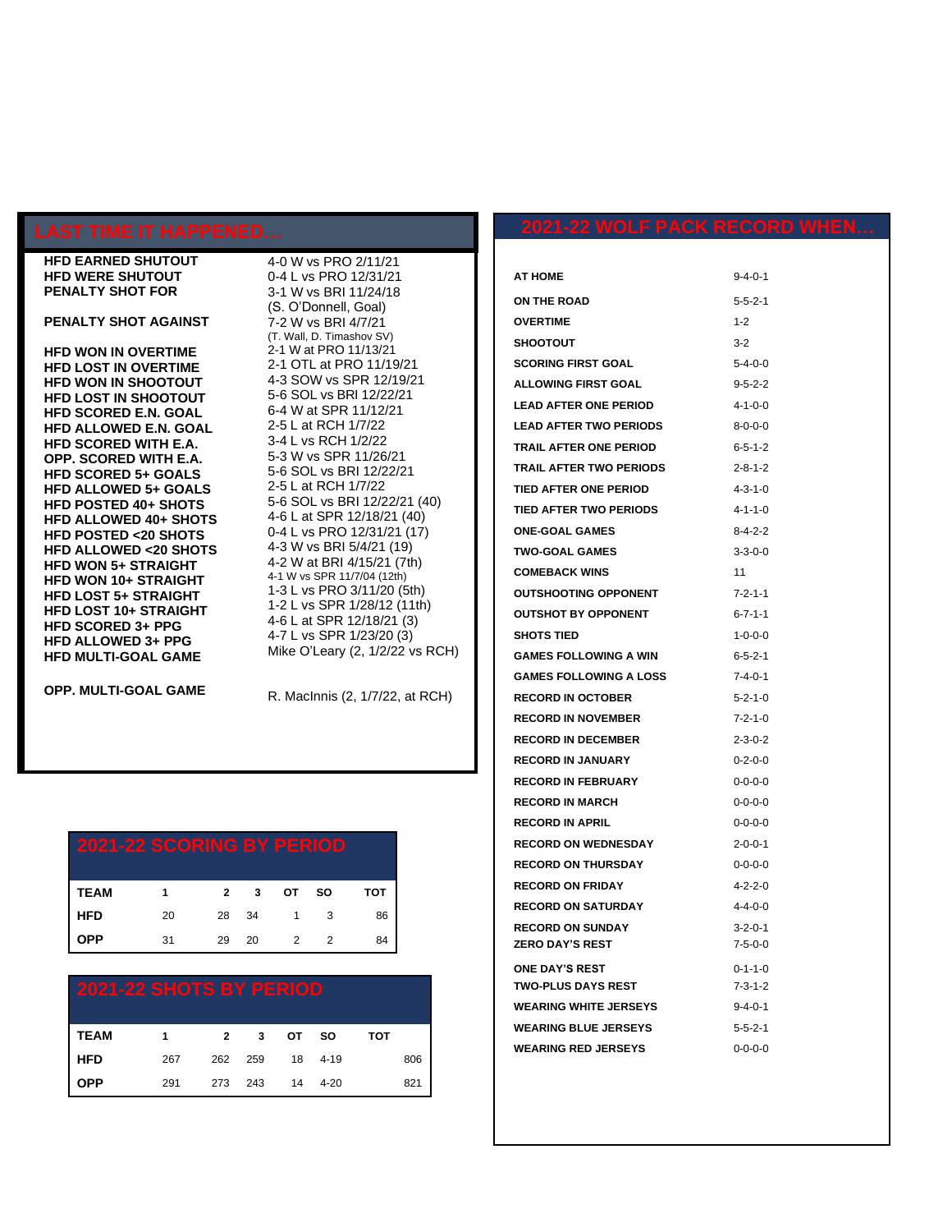## LAST TIME IT HAPPENED…

| | |
|---|---|
| **HFD EARNED SHUTOUT** | 4-0 W vs PRO 2/11/21 |
| **HFD WERE SHUTOUT** | 0-4 L vs PRO 12/31/21 |
| **PENALTY SHOT FOR** | 3-1 W vs BRI 11/24/18 (S. O'Donnell, Goal) |
| **PENALTY SHOT AGAINST** | 7-2 W vs BRI 4/7/21 (T. Wall, D. Timashov SV) |
| **HFD WON IN OVERTIME** | 2-1 W at PRO 11/13/21 |
| **HFD LOST IN OVERTIME** | 2-1 OTL at PRO 11/19/21 |
| **HFD WON IN SHOOTOUT** | 4-3 SOW vs SPR 12/19/21 |
| **HFD LOST IN SHOOTOUT** | 5-6 SOL vs BRI 12/22/21 |
| **HFD SCORED E.N. GOAL** | 6-4 W at SPR 11/12/21 |
| **HFD ALLOWED E.N. GOAL** | 2-5 L at RCH 1/7/22 |
| **HFD SCORED WITH E.A.** | 3-4 L vs RCH 1/2/22 |
| **OPP. SCORED WITH E.A.** | 5-3 W vs SPR 11/26/21 |
| **HFD SCORED 5+ GOALS** | 5-6 SOL vs BRI 12/22/21 |
| **HFD ALLOWED 5+ GOALS** | 2-5 L at RCH 1/7/22 |
| **HFD POSTED 40+ SHOTS** | 5-6 SOL vs BRI 12/22/21 (40) |
| **HFD ALLOWED 40+ SHOTS** | 4-6 L at SPR 12/18/21 (40) |
| **HFD POSTED <20 SHOTS** | 0-4 L vs PRO 12/31/21 (17) |
| **HFD ALLOWED <20 SHOTS** | 4-3 W vs BRI 5/4/21 (19) |
| **HFD WON 5+ STRAIGHT** | 4-2 W at BRI 4/15/21 (7th) |
| **HFD WON 10+ STRAIGHT** | 4-1 W vs SPR 11/7/04 (12th) |
| **HFD LOST 5+ STRAIGHT** | 1-3 L vs PRO 3/11/20 (5th) |
| **HFD LOST 10+ STRAIGHT** | 1-2 L vs SPR 1/28/12 (11th) |
| **HFD SCORED 3+ PPG** | 4-6 L at SPR 12/18/21 (3) |
| **HFD ALLOWED 3+ PPG** | 4-7 L vs SPR 1/23/20 (3) |
| **HFD MULTI-GOAL GAME** | Mike O'Leary (2, 1/2/22 vs RCH) |
| **OPP. MULTI-GOAL GAME** | R. MacInnis (2, 1/7/22, at RCH) |

## 2021-22 SCORING BY PERIOD

| TEAM | 1 | 2 | 3 | OT | SO | TOT |
|---|---|---|---|---|---|---|
| HFD | 20 | 28 | 34 | 1 | 3 | 86 |
| OPP | 31 | 29 | 20 | 2 | 2 | 84 |

## 2021-22 SHOTS BY PERIOD

| TEAM | 1 | 2 | 3 | OT | SO | TOT |
|---|---|---|---|---|---|---|
| HFD | 267 | 262 | 259 | 18 | 4-19 | 806 |
| OPP | 291 | 273 | 243 | 14 | 4-20 | 821 |

## 2021-22 WOLF PACK RECORD WHEN…

| | |
|---|---|
| AT HOME | 9-4-0-1 |
| ON THE ROAD | 5-5-2-1 |
| OVERTIME | 1-2 |
| SHOOTOUT | 3-2 |
| SCORING FIRST GOAL | 5-4-0-0 |
| ALLOWING FIRST GOAL | 9-5-2-2 |
| LEAD AFTER ONE PERIOD | 4-1-0-0 |
| LEAD AFTER TWO PERIODS | 8-0-0-0 |
| TRAIL AFTER ONE PERIOD | 6-5-1-2 |
| TRAIL AFTER TWO PERIODS | 2-8-1-2 |
| TIED AFTER ONE PERIOD | 4-3-1-0 |
| TIED AFTER TWO PERIODS | 4-1-1-0 |
| ONE-GOAL GAMES | 8-4-2-2 |
| TWO-GOAL GAMES | 3-3-0-0 |
| COMEBACK WINS | 11 |
| OUTSHOOTING OPPONENT | 7-2-1-1 |
| OUTSHOT BY OPPONENT | 6-7-1-1 |
| SHOTS TIED | 1-0-0-0 |
| GAMES FOLLOWING A WIN | 6-5-2-1 |
| GAMES FOLLOWING A LOSS | 7-4-0-1 |
| RECORD IN OCTOBER | 5-2-1-0 |
| RECORD IN NOVEMBER | 7-2-1-0 |
| RECORD IN DECEMBER | 2-3-0-2 |
| RECORD IN JANUARY | 0-2-0-0 |
| RECORD IN FEBRUARY | 0-0-0-0 |
| RECORD IN MARCH | 0-0-0-0 |
| RECORD IN APRIL | 0-0-0-0 |
| RECORD ON WEDNESDAY | 2-0-0-1 |
| RECORD ON THURSDAY | 0-0-0-0 |
| RECORD ON FRIDAY | 4-2-2-0 |
| RECORD ON SATURDAY | 4-4-0-0 |
| RECORD ON SUNDAY | 3-2-0-1 |
| ZERO DAY'S REST | 7-5-0-0 |
| ONE DAY'S REST | 0-1-1-0 |
| TWO-PLUS DAYS REST | 7-3-1-2 |
| WEARING WHITE JERSEYS | 9-4-0-1 |
| WEARING BLUE JERSEYS | 5-5-2-1 |
| WEARING RED JERSEYS | 0-0-0-0 |